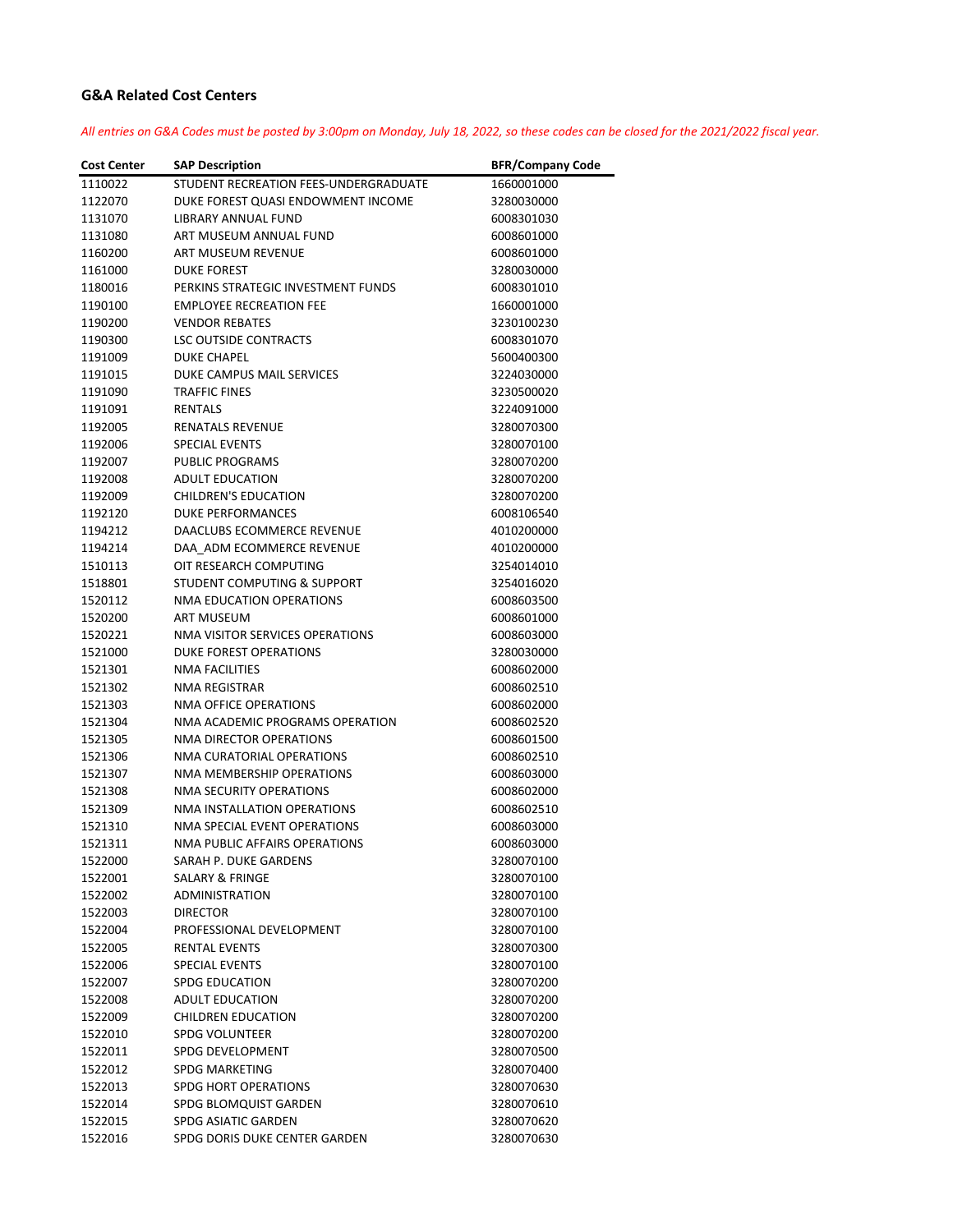## G&A Related Cost Centers

*All entries on G&A Codes must be posted by 3:00pm on Monday, July 18, 2022, so these codes can be closed for the 2021/2022 fiscal year.*

| Cost Center | SAP Description | BFR/Company Code |
|---|---|---|
| 1110022 | STUDENT RECREATION FEES-UNDERGRADUATE | 1660001000 |
| 1122070 | DUKE FOREST QUASI ENDOWMENT INCOME | 3280030000 |
| 1131070 | LIBRARY ANNUAL FUND | 6008301030 |
| 1131080 | ART MUSEUM ANNUAL FUND | 6008601000 |
| 1160200 | ART MUSEUM REVENUE | 6008601000 |
| 1161000 | DUKE FOREST | 3280030000 |
| 1180016 | PERKINS STRATEGIC INVESTMENT FUNDS | 6008301010 |
| 1190100 | EMPLOYEE RECREATION FEE | 1660001000 |
| 1190200 | VENDOR REBATES | 3230100230 |
| 1190300 | LSC OUTSIDE CONTRACTS | 6008301070 |
| 1191009 | DUKE CHAPEL | 5600400300 |
| 1191015 | DUKE CAMPUS MAIL SERVICES | 3224030000 |
| 1191090 | TRAFFIC FINES | 3230500020 |
| 1191091 | RENTALS | 3224091000 |
| 1192005 | RENATALS REVENUE | 3280070300 |
| 1192006 | SPECIAL EVENTS | 3280070100 |
| 1192007 | PUBLIC PROGRAMS | 3280070200 |
| 1192008 | ADULT EDUCATION | 3280070200 |
| 1192009 | CHILDREN'S EDUCATION | 3280070200 |
| 1192120 | DUKE PERFORMANCES | 6008106540 |
| 1194212 | DAACLUBS ECOMMERCE REVENUE | 4010200000 |
| 1194214 | DAA_ADM ECOMMERCE REVENUE | 4010200000 |
| 1510113 | OIT RESEARCH COMPUTING | 3254014010 |
| 1518801 | STUDENT COMPUTING & SUPPORT | 3254016020 |
| 1520112 | NMA EDUCATION OPERATIONS | 6008603500 |
| 1520200 | ART MUSEUM | 6008601000 |
| 1520221 | NMA VISITOR SERVICES OPERATIONS | 6008603000 |
| 1521000 | DUKE FOREST OPERATIONS | 3280030000 |
| 1521301 | NMA FACILITIES | 6008602000 |
| 1521302 | NMA REGISTRAR | 6008602510 |
| 1521303 | NMA OFFICE OPERATIONS | 6008602000 |
| 1521304 | NMA ACADEMIC PROGRAMS OPERATION | 6008602520 |
| 1521305 | NMA DIRECTOR OPERATIONS | 6008601500 |
| 1521306 | NMA CURATORIAL OPERATIONS | 6008602510 |
| 1521307 | NMA MEMBERSHIP OPERATIONS | 6008603000 |
| 1521308 | NMA SECURITY OPERATIONS | 6008602000 |
| 1521309 | NMA INSTALLATION OPERATIONS | 6008602510 |
| 1521310 | NMA SPECIAL EVENT OPERATIONS | 6008603000 |
| 1521311 | NMA PUBLIC AFFAIRS OPERATIONS | 6008603000 |
| 1522000 | SARAH P. DUKE GARDENS | 3280070100 |
| 1522001 | SALARY & FRINGE | 3280070100 |
| 1522002 | ADMINISTRATION | 3280070100 |
| 1522003 | DIRECTOR | 3280070100 |
| 1522004 | PROFESSIONAL DEVELOPMENT | 3280070100 |
| 1522005 | RENTAL EVENTS | 3280070300 |
| 1522006 | SPECIAL EVENTS | 3280070100 |
| 1522007 | SPDG EDUCATION | 3280070200 |
| 1522008 | ADULT EDUCATION | 3280070200 |
| 1522009 | CHILDREN EDUCATION | 3280070200 |
| 1522010 | SPDG VOLUNTEER | 3280070200 |
| 1522011 | SPDG DEVELOPMENT | 3280070500 |
| 1522012 | SPDG MARKETING | 3280070400 |
| 1522013 | SPDG HORT OPERATIONS | 3280070630 |
| 1522014 | SPDG BLOMQUIST GARDEN | 3280070610 |
| 1522015 | SPDG ASIATIC GARDEN | 3280070620 |
| 1522016 | SPDG DORIS DUKE CENTER GARDEN | 3280070630 |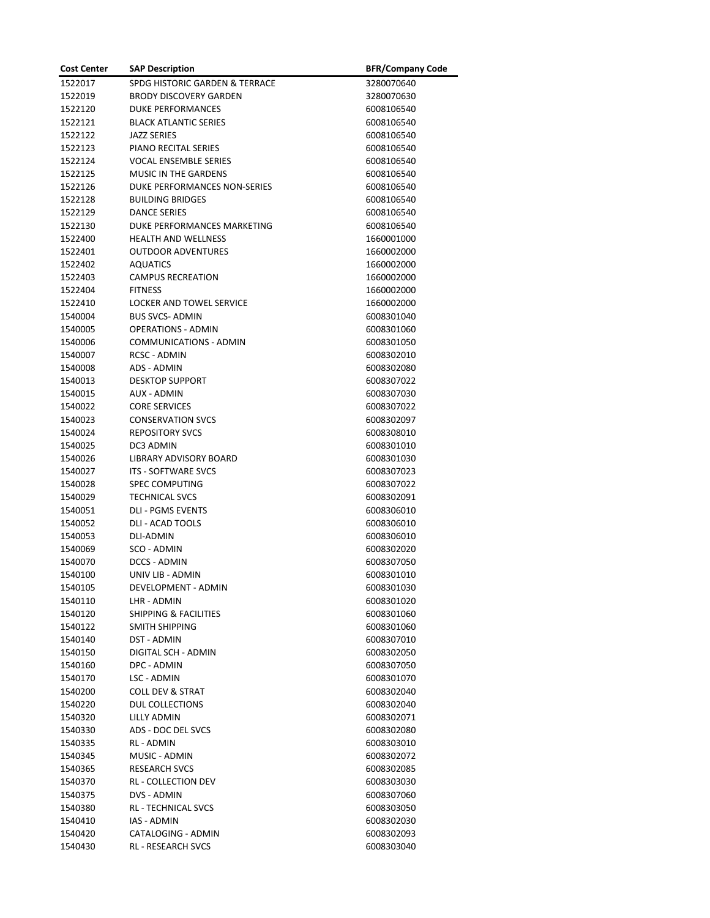| Cost Center | SAP Description | BFR/Company Code |
|---|---|---|
| 1522017 | SPDG HISTORIC GARDEN & TERRACE | 3280070640 |
| 1522019 | BRODY DISCOVERY GARDEN | 3280070630 |
| 1522120 | DUKE PERFORMANCES | 6008106540 |
| 1522121 | BLACK ATLANTIC SERIES | 6008106540 |
| 1522122 | JAZZ SERIES | 6008106540 |
| 1522123 | PIANO RECITAL SERIES | 6008106540 |
| 1522124 | VOCAL ENSEMBLE SERIES | 6008106540 |
| 1522125 | MUSIC IN THE GARDENS | 6008106540 |
| 1522126 | DUKE PERFORMANCES NON-SERIES | 6008106540 |
| 1522128 | BUILDING BRIDGES | 6008106540 |
| 1522129 | DANCE SERIES | 6008106540 |
| 1522130 | DUKE PERFORMANCES MARKETING | 6008106540 |
| 1522400 | HEALTH AND WELLNESS | 1660001000 |
| 1522401 | OUTDOOR ADVENTURES | 1660002000 |
| 1522402 | AQUATICS | 1660002000 |
| 1522403 | CAMPUS RECREATION | 1660002000 |
| 1522404 | FITNESS | 1660002000 |
| 1522410 | LOCKER AND TOWEL SERVICE | 1660002000 |
| 1540004 | BUS SVCS- ADMIN | 6008301040 |
| 1540005 | OPERATIONS - ADMIN | 6008301060 |
| 1540006 | COMMUNICATIONS - ADMIN | 6008301050 |
| 1540007 | RCSC - ADMIN | 6008302010 |
| 1540008 | ADS - ADMIN | 6008302080 |
| 1540013 | DESKTOP SUPPORT | 6008307022 |
| 1540015 | AUX - ADMIN | 6008307030 |
| 1540022 | CORE SERVICES | 6008307022 |
| 1540023 | CONSERVATION SVCS | 6008302097 |
| 1540024 | REPOSITORY SVCS | 6008308010 |
| 1540025 | DC3 ADMIN | 6008301010 |
| 1540026 | LIBRARY ADVISORY BOARD | 6008301030 |
| 1540027 | ITS - SOFTWARE SVCS | 6008307023 |
| 1540028 | SPEC COMPUTING | 6008307022 |
| 1540029 | TECHNICAL SVCS | 6008302091 |
| 1540051 | DLI - PGMS EVENTS | 6008306010 |
| 1540052 | DLI - ACAD TOOLS | 6008306010 |
| 1540053 | DLI-ADMIN | 6008306010 |
| 1540069 | SCO - ADMIN | 6008302020 |
| 1540070 | DCCS - ADMIN | 6008307050 |
| 1540100 | UNIV LIB - ADMIN | 6008301010 |
| 1540105 | DEVELOPMENT - ADMIN | 6008301030 |
| 1540110 | LHR - ADMIN | 6008301020 |
| 1540120 | SHIPPING & FACILITIES | 6008301060 |
| 1540122 | SMITH SHIPPING | 6008301060 |
| 1540140 | DST - ADMIN | 6008307010 |
| 1540150 | DIGITAL SCH - ADMIN | 6008302050 |
| 1540160 | DPC - ADMIN | 6008307050 |
| 1540170 | LSC - ADMIN | 6008301070 |
| 1540200 | COLL DEV & STRAT | 6008302040 |
| 1540220 | DUL COLLECTIONS | 6008302040 |
| 1540320 | LILLY ADMIN | 6008302071 |
| 1540330 | ADS - DOC DEL SVCS | 6008302080 |
| 1540335 | RL - ADMIN | 6008303010 |
| 1540345 | MUSIC - ADMIN | 6008302072 |
| 1540365 | RESEARCH SVCS | 6008302085 |
| 1540370 | RL - COLLECTION DEV | 6008303030 |
| 1540375 | DVS - ADMIN | 6008307060 |
| 1540380 | RL - TECHNICAL SVCS | 6008303050 |
| 1540410 | IAS - ADMIN | 6008302030 |
| 1540420 | CATALOGING - ADMIN | 6008302093 |
| 1540430 | RL - RESEARCH SVCS | 6008303040 |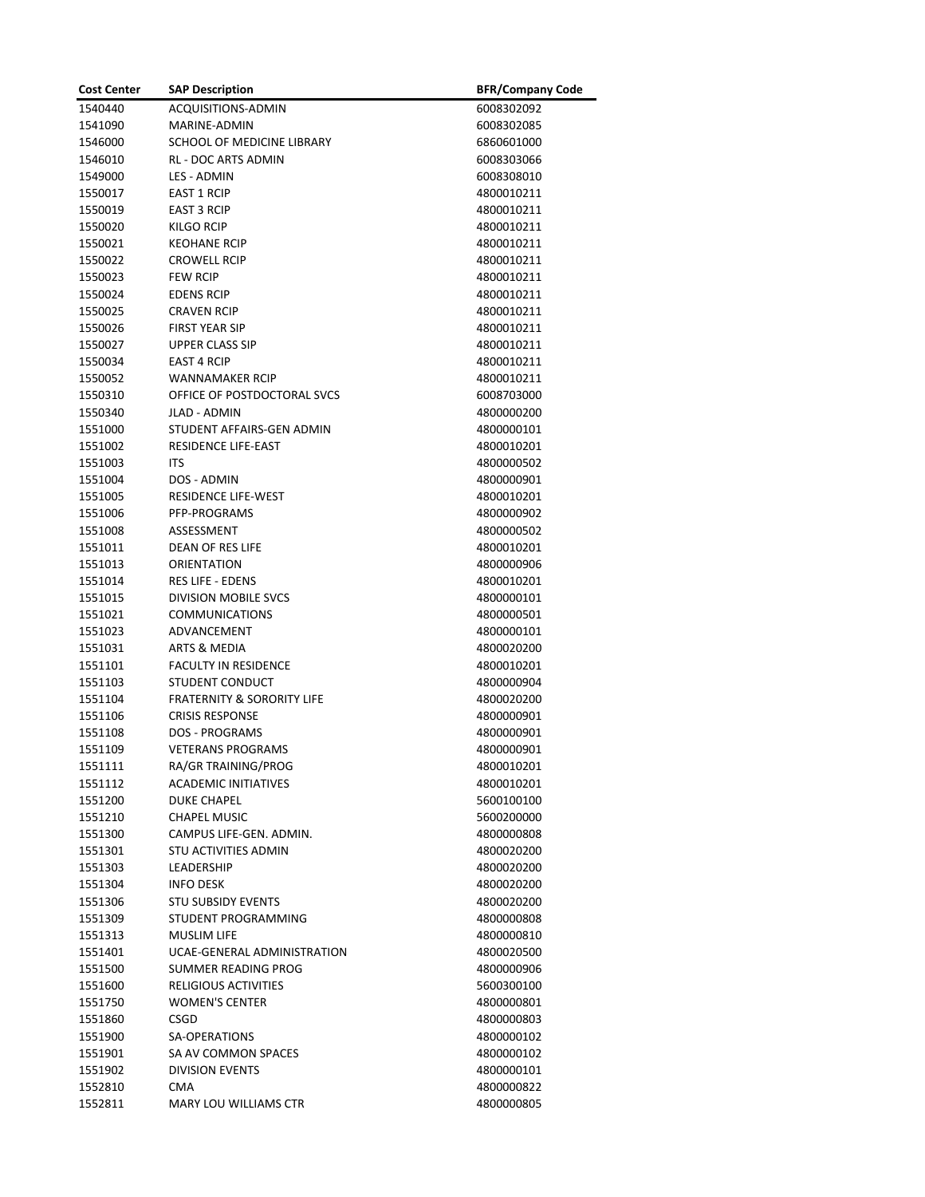| Cost Center | SAP Description | BFR/Company Code |
|---|---|---|
| 1540440 | ACQUISITIONS-ADMIN | 6008302092 |
| 1541090 | MARINE-ADMIN | 6008302085 |
| 1546000 | SCHOOL OF MEDICINE LIBRARY | 6860601000 |
| 1546010 | RL - DOC ARTS ADMIN | 6008303066 |
| 1549000 | LES - ADMIN | 6008308010 |
| 1550017 | EAST 1 RCIP | 4800010211 |
| 1550019 | EAST 3 RCIP | 4800010211 |
| 1550020 | KILGO RCIP | 4800010211 |
| 1550021 | KEOHANE RCIP | 4800010211 |
| 1550022 | CROWELL RCIP | 4800010211 |
| 1550023 | FEW RCIP | 4800010211 |
| 1550024 | EDENS RCIP | 4800010211 |
| 1550025 | CRAVEN RCIP | 4800010211 |
| 1550026 | FIRST YEAR SIP | 4800010211 |
| 1550027 | UPPER CLASS SIP | 4800010211 |
| 1550034 | EAST 4 RCIP | 4800010211 |
| 1550052 | WANNAMAKER RCIP | 4800010211 |
| 1550310 | OFFICE OF POSTDOCTORAL SVCS | 6008703000 |
| 1550340 | JLAD - ADMIN | 4800000200 |
| 1551000 | STUDENT AFFAIRS-GEN ADMIN | 4800000101 |
| 1551002 | RESIDENCE LIFE-EAST | 4800010201 |
| 1551003 | ITS | 4800000502 |
| 1551004 | DOS - ADMIN | 4800000901 |
| 1551005 | RESIDENCE LIFE-WEST | 4800010201 |
| 1551006 | PFP-PROGRAMS | 4800000902 |
| 1551008 | ASSESSMENT | 4800000502 |
| 1551011 | DEAN OF RES LIFE | 4800010201 |
| 1551013 | ORIENTATION | 4800000906 |
| 1551014 | RES LIFE - EDENS | 4800010201 |
| 1551015 | DIVISION MOBILE SVCS | 4800000101 |
| 1551021 | COMMUNICATIONS | 4800000501 |
| 1551023 | ADVANCEMENT | 4800000101 |
| 1551031 | ARTS & MEDIA | 4800020200 |
| 1551101 | FACULTY IN RESIDENCE | 4800010201 |
| 1551103 | STUDENT CONDUCT | 4800000904 |
| 1551104 | FRATERNITY & SORORITY LIFE | 4800020200 |
| 1551106 | CRISIS RESPONSE | 4800000901 |
| 1551108 | DOS - PROGRAMS | 4800000901 |
| 1551109 | VETERANS PROGRAMS | 4800000901 |
| 1551111 | RA/GR TRAINING/PROG | 4800010201 |
| 1551112 | ACADEMIC INITIATIVES | 4800010201 |
| 1551200 | DUKE CHAPEL | 5600100100 |
| 1551210 | CHAPEL MUSIC | 5600200000 |
| 1551300 | CAMPUS LIFE-GEN. ADMIN. | 4800000808 |
| 1551301 | STU ACTIVITIES ADMIN | 4800020200 |
| 1551303 | LEADERSHIP | 4800020200 |
| 1551304 | INFO DESK | 4800020200 |
| 1551306 | STU SUBSIDY EVENTS | 4800020200 |
| 1551309 | STUDENT PROGRAMMING | 4800000808 |
| 1551313 | MUSLIM LIFE | 4800000810 |
| 1551401 | UCAE-GENERAL ADMINISTRATION | 4800020500 |
| 1551500 | SUMMER READING PROG | 4800000906 |
| 1551600 | RELIGIOUS ACTIVITIES | 5600300100 |
| 1551750 | WOMEN'S CENTER | 4800000801 |
| 1551860 | CSGD | 4800000803 |
| 1551900 | SA-OPERATIONS | 4800000102 |
| 1551901 | SA AV COMMON SPACES | 4800000102 |
| 1551902 | DIVISION EVENTS | 4800000101 |
| 1552810 | CMA | 4800000822 |
| 1552811 | MARY LOU WILLIAMS CTR | 4800000805 |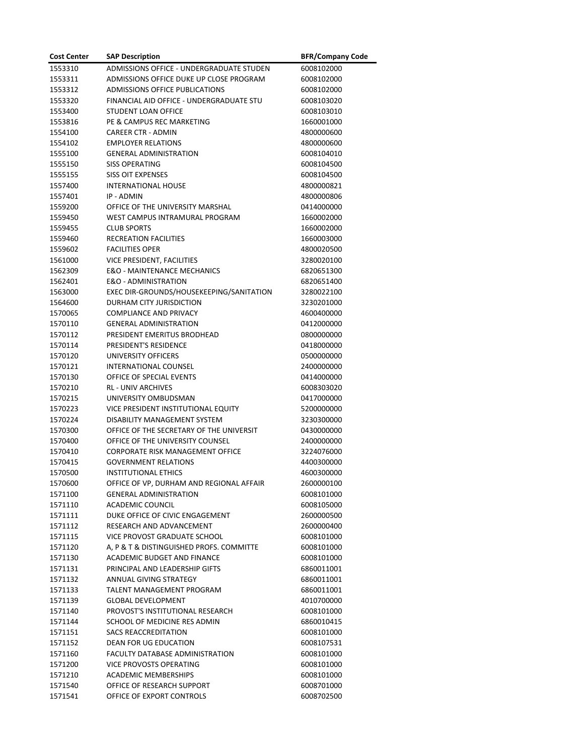| Cost Center | SAP Description | BFR/Company Code |
|---|---|---|
| 1553310 | ADMISSIONS OFFICE - UNDERGRADUATE STUDEN | 6008102000 |
| 1553311 | ADMISSIONS OFFICE DUKE UP CLOSE PROGRAM | 6008102000 |
| 1553312 | ADMISSIONS OFFICE PUBLICATIONS | 6008102000 |
| 1553320 | FINANCIAL AID OFFICE - UNDERGRADUATE STU | 6008103020 |
| 1553400 | STUDENT LOAN OFFICE | 6008103010 |
| 1553816 | PE & CAMPUS REC MARKETING | 1660001000 |
| 1554100 | CAREER CTR - ADMIN | 4800000600 |
| 1554102 | EMPLOYER RELATIONS | 4800000600 |
| 1555100 | GENERAL ADMINISTRATION | 6008104010 |
| 1555150 | SISS OPERATING | 6008104500 |
| 1555155 | SISS OIT EXPENSES | 6008104500 |
| 1557400 | INTERNATIONAL HOUSE | 4800000821 |
| 1557401 | IP - ADMIN | 4800000806 |
| 1559200 | OFFICE OF THE UNIVERSITY MARSHAL | 0414000000 |
| 1559450 | WEST CAMPUS INTRAMURAL PROGRAM | 1660002000 |
| 1559455 | CLUB SPORTS | 1660002000 |
| 1559460 | RECREATION FACILITIES | 1660003000 |
| 1559602 | FACILITIES OPER | 4800020500 |
| 1561000 | VICE PRESIDENT, FACILITIES | 3280020100 |
| 1562309 | E&O - MAINTENANCE MECHANICS | 6820651300 |
| 1562401 | E&O - ADMINISTRATION | 6820651400 |
| 1563000 | EXEC DIR-GROUNDS/HOUSEKEEPING/SANITATION | 3280022100 |
| 1564600 | DURHAM CITY JURISDICTION | 3230201000 |
| 1570065 | COMPLIANCE AND PRIVACY | 4600400000 |
| 1570110 | GENERAL ADMINISTRATION | 0412000000 |
| 1570112 | PRESIDENT EMERITUS BRODHEAD | 0800000000 |
| 1570114 | PRESIDENT'S RESIDENCE | 0418000000 |
| 1570120 | UNIVERSITY OFFICERS | 0500000000 |
| 1570121 | INTERNATIONAL COUNSEL | 2400000000 |
| 1570130 | OFFICE OF SPECIAL EVENTS | 0414000000 |
| 1570210 | RL - UNIV ARCHIVES | 6008303020 |
| 1570215 | UNIVERSITY OMBUDSMAN | 0417000000 |
| 1570223 | VICE PRESIDENT INSTITUTIONAL EQUITY | 5200000000 |
| 1570224 | DISABILITY MANAGEMENT SYSTEM | 3230300000 |
| 1570300 | OFFICE OF THE SECRETARY OF THE UNIVERSIT | 0430000000 |
| 1570400 | OFFICE OF THE UNIVERSITY COUNSEL | 2400000000 |
| 1570410 | CORPORATE RISK MANAGEMENT OFFICE | 3224076000 |
| 1570415 | GOVERNMENT RELATIONS | 4400300000 |
| 1570500 | INSTITUTIONAL ETHICS | 4600300000 |
| 1570600 | OFFICE OF VP, DURHAM AND REGIONAL AFFAIR | 2600000100 |
| 1571100 | GENERAL ADMINISTRATION | 6008101000 |
| 1571110 | ACADEMIC COUNCIL | 6008105000 |
| 1571111 | DUKE OFFICE OF CIVIC ENGAGEMENT | 2600000500 |
| 1571112 | RESEARCH AND ADVANCEMENT | 2600000400 |
| 1571115 | VICE PROVOST GRADUATE SCHOOL | 6008101000 |
| 1571120 | A, P & T & DISTINGUISHED PROFS. COMMITTE | 6008101000 |
| 1571130 | ACADEMIC BUDGET AND FINANCE | 6008101000 |
| 1571131 | PRINCIPAL AND LEADERSHIP GIFTS | 6860011001 |
| 1571132 | ANNUAL GIVING STRATEGY | 6860011001 |
| 1571133 | TALENT MANAGEMENT PROGRAM | 6860011001 |
| 1571139 | GLOBAL DEVELOPMENT | 4010700000 |
| 1571140 | PROVOST'S INSTITUTIONAL RESEARCH | 6008101000 |
| 1571144 | SCHOOL OF MEDICINE RES ADMIN | 6860010415 |
| 1571151 | SACS REACCREDITATION | 6008101000 |
| 1571152 | DEAN FOR UG EDUCATION | 6008107531 |
| 1571160 | FACULTY DATABASE ADMINISTRATION | 6008101000 |
| 1571200 | VICE PROVOSTS OPERATING | 6008101000 |
| 1571210 | ACADEMIC MEMBERSHIPS | 6008101000 |
| 1571540 | OFFICE OF RESEARCH SUPPORT | 6008701000 |
| 1571541 | OFFICE OF EXPORT CONTROLS | 6008702500 |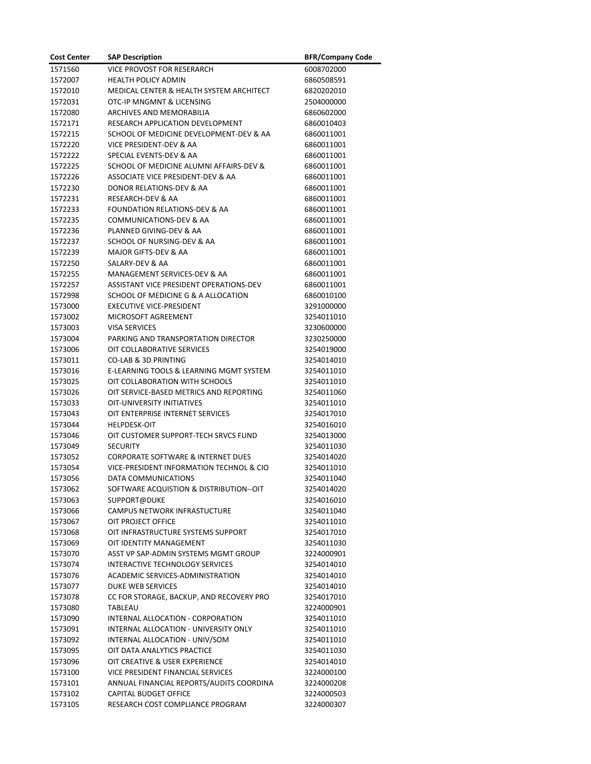| Cost Center | SAP Description | BFR/Company Code |
|---|---|---|
| 1571560 | VICE PROVOST FOR RESERARCH | 6008702000 |
| 1572007 | HEALTH POLICY ADMIN | 6860508591 |
| 1572010 | MEDICAL CENTER & HEALTH SYSTEM ARCHITECT | 6820202010 |
| 1572031 | OTC-IP MNGMNT & LICENSING | 2504000000 |
| 1572080 | ARCHIVES AND MEMORABILIA | 6860602000 |
| 1572171 | RESEARCH APPLICATION DEVELOPMENT | 6860010403 |
| 1572215 | SCHOOL OF MEDICINE DEVELOPMENT-DEV & AA | 6860011001 |
| 1572220 | VICE PRESIDENT-DEV & AA | 6860011001 |
| 1572222 | SPECIAL EVENTS-DEV & AA | 6860011001 |
| 1572225 | SCHOOL OF MEDICINE ALUMNI AFFAIRS-DEV & | 6860011001 |
| 1572226 | ASSOCIATE VICE PRESIDENT-DEV & AA | 6860011001 |
| 1572230 | DONOR RELATIONS-DEV & AA | 6860011001 |
| 1572231 | RESEARCH-DEV & AA | 6860011001 |
| 1572233 | FOUNDATION RELATIONS-DEV & AA | 6860011001 |
| 1572235 | COMMUNICATIONS-DEV & AA | 6860011001 |
| 1572236 | PLANNED GIVING-DEV & AA | 6860011001 |
| 1572237 | SCHOOL OF NURSING-DEV & AA | 6860011001 |
| 1572239 | MAJOR GIFTS-DEV & AA | 6860011001 |
| 1572250 | SALARY-DEV & AA | 6860011001 |
| 1572255 | MANAGEMENT SERVICES-DEV & AA | 6860011001 |
| 1572257 | ASSISTANT VICE PRESIDENT OPERATIONS-DEV | 6860011001 |
| 1572998 | SCHOOL OF MEDICINE G & A ALLOCATION | 6860010100 |
| 1573000 | EXECUTIVE VICE-PRESIDENT | 3291000000 |
| 1573002 | MICROSOFT AGREEMENT | 3254011010 |
| 1573003 | VISA SERVICES | 3230600000 |
| 1573004 | PARKING AND TRANSPORTATION DIRECTOR | 3230250000 |
| 1573006 | OIT COLLABORATIVE SERVICES | 3254019000 |
| 1573011 | CO-LAB & 3D PRINTING | 3254014010 |
| 1573016 | E-LEARNING TOOLS & LEARNING MGMT SYSTEM | 3254011010 |
| 1573025 | OIT COLLABORATION WITH SCHOOLS | 3254011010 |
| 1573026 | OIT SERVICE-BASED METRICS AND REPORTING | 3254011060 |
| 1573033 | OIT-UNIVERSITY INITIATIVES | 3254011010 |
| 1573043 | OIT ENTERPRISE INTERNET SERVICES | 3254017010 |
| 1573044 | HELPDESK-OIT | 3254016010 |
| 1573046 | OIT CUSTOMER SUPPORT-TECH SRVCS FUND | 3254013000 |
| 1573049 | SECURITY | 3254011030 |
| 1573052 | CORPORATE SOFTWARE & INTERNET DUES | 3254014020 |
| 1573054 | VICE-PRESIDENT INFORMATION TECHNOL & CIO | 3254011010 |
| 1573056 | DATA COMMUNICATIONS | 3254011040 |
| 1573062 | SOFTWARE ACQUISTION & DISTRIBUTION--OIT | 3254014020 |
| 1573063 | SUPPORT@DUKE | 3254016010 |
| 1573066 | CAMPUS NETWORK INFRASTUCTURE | 3254011040 |
| 1573067 | OIT PROJECT OFFICE | 3254011010 |
| 1573068 | OIT INFRASTRUCTURE SYSTEMS SUPPORT | 3254017010 |
| 1573069 | OIT IDENTITY MANAGEMENT | 3254011030 |
| 1573070 | ASST VP SAP-ADMIN SYSTEMS MGMT GROUP | 3224000901 |
| 1573074 | INTERACTIVE TECHNOLOGY SERVICES | 3254014010 |
| 1573076 | ACADEMIC SERVICES-ADMINISTRATION | 3254014010 |
| 1573077 | DUKE WEB SERVICES | 3254014010 |
| 1573078 | CC FOR STORAGE, BACKUP, AND RECOVERY PRO | 3254017010 |
| 1573080 | TABLEAU | 3224000901 |
| 1573090 | INTERNAL ALLOCATION - CORPORATION | 3254011010 |
| 1573091 | INTERNAL ALLOCATION - UNIVERSITY ONLY | 3254011010 |
| 1573092 | INTERNAL ALLOCATION - UNIV/SOM | 3254011010 |
| 1573095 | OIT DATA ANALYTICS PRACTICE | 3254011030 |
| 1573096 | OIT CREATIVE & USER EXPERIENCE | 3254014010 |
| 1573100 | VICE PRESIDENT FINANCIAL SERVICES | 3224000100 |
| 1573101 | ANNUAL FINANCIAL REPORTS/AUDITS COORDINA | 3224000208 |
| 1573102 | CAPITAL BUDGET OFFICE | 3224000503 |
| 1573105 | RESEARCH COST COMPLIANCE PROGRAM | 3224000307 |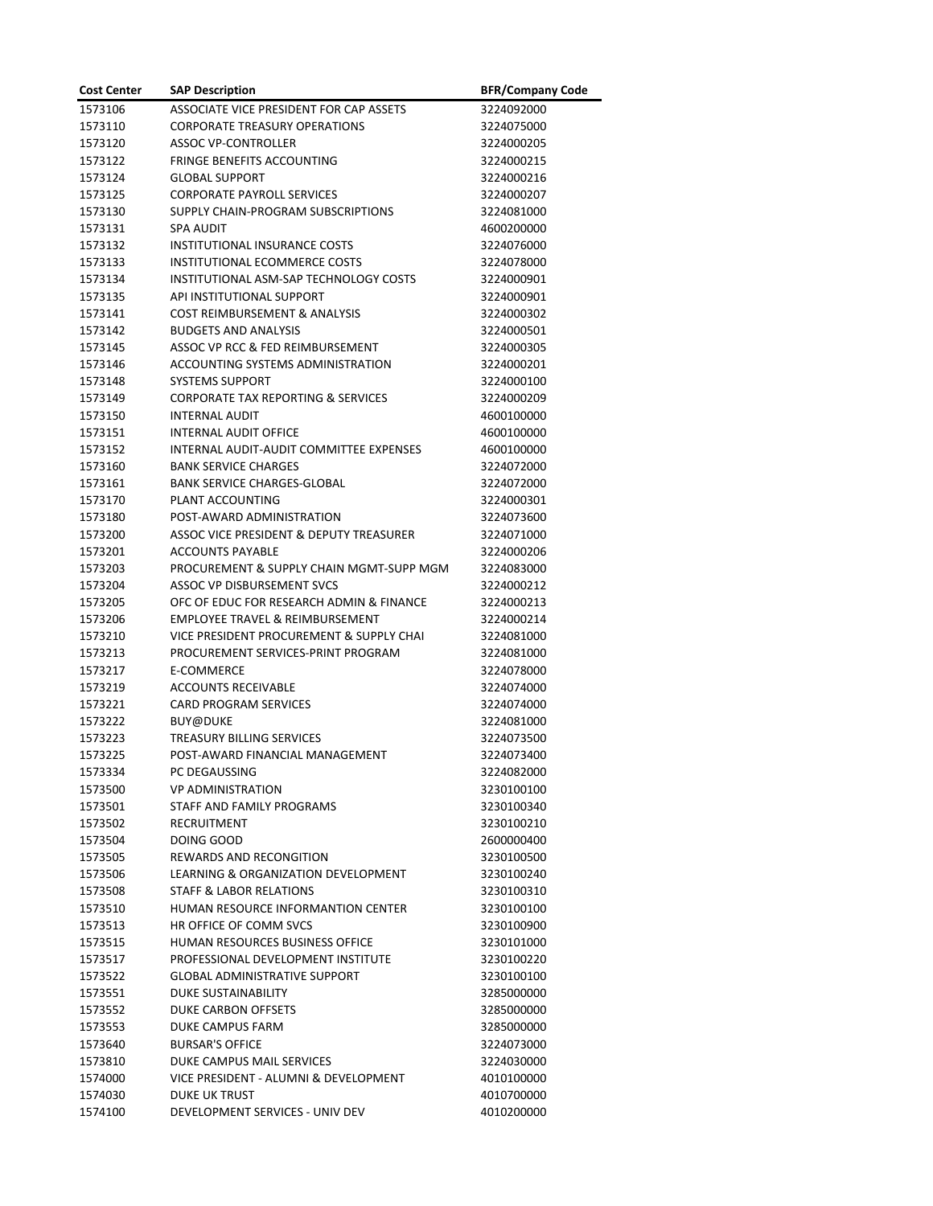| Cost Center | SAP Description | BFR/Company Code |
|---|---|---|
| 1573106 | ASSOCIATE VICE PRESIDENT FOR CAP ASSETS | 3224092000 |
| 1573110 | CORPORATE TREASURY OPERATIONS | 3224075000 |
| 1573120 | ASSOC VP-CONTROLLER | 3224000205 |
| 1573122 | FRINGE BENEFITS ACCOUNTING | 3224000215 |
| 1573124 | GLOBAL SUPPORT | 3224000216 |
| 1573125 | CORPORATE PAYROLL SERVICES | 3224000207 |
| 1573130 | SUPPLY CHAIN-PROGRAM SUBSCRIPTIONS | 3224081000 |
| 1573131 | SPA AUDIT | 4600200000 |
| 1573132 | INSTITUTIONAL INSURANCE COSTS | 3224076000 |
| 1573133 | INSTITUTIONAL ECOMMERCE COSTS | 3224078000 |
| 1573134 | INSTITUTIONAL ASM-SAP TECHNOLOGY COSTS | 3224000901 |
| 1573135 | API INSTITUTIONAL SUPPORT | 3224000901 |
| 1573141 | COST REIMBURSEMENT & ANALYSIS | 3224000302 |
| 1573142 | BUDGETS AND ANALYSIS | 3224000501 |
| 1573145 | ASSOC VP RCC & FED REIMBURSEMENT | 3224000305 |
| 1573146 | ACCOUNTING SYSTEMS ADMINISTRATION | 3224000201 |
| 1573148 | SYSTEMS SUPPORT | 3224000100 |
| 1573149 | CORPORATE TAX REPORTING & SERVICES | 3224000209 |
| 1573150 | INTERNAL AUDIT | 4600100000 |
| 1573151 | INTERNAL AUDIT OFFICE | 4600100000 |
| 1573152 | INTERNAL AUDIT-AUDIT COMMITTEE EXPENSES | 4600100000 |
| 1573160 | BANK SERVICE CHARGES | 3224072000 |
| 1573161 | BANK SERVICE CHARGES-GLOBAL | 3224072000 |
| 1573170 | PLANT ACCOUNTING | 3224000301 |
| 1573180 | POST-AWARD ADMINISTRATION | 3224073600 |
| 1573200 | ASSOC VICE PRESIDENT & DEPUTY TREASURER | 3224071000 |
| 1573201 | ACCOUNTS PAYABLE | 3224000206 |
| 1573203 | PROCUREMENT & SUPPLY CHAIN MGMT-SUPP MGM | 3224083000 |
| 1573204 | ASSOC VP DISBURSEMENT SVCS | 3224000212 |
| 1573205 | OFC OF EDUC FOR RESEARCH ADMIN & FINANCE | 3224000213 |
| 1573206 | EMPLOYEE TRAVEL & REIMBURSEMENT | 3224000214 |
| 1573210 | VICE PRESIDENT PROCUREMENT & SUPPLY CHAI | 3224081000 |
| 1573213 | PROCUREMENT SERVICES-PRINT PROGRAM | 3224081000 |
| 1573217 | E-COMMERCE | 3224078000 |
| 1573219 | ACCOUNTS RECEIVABLE | 3224074000 |
| 1573221 | CARD PROGRAM SERVICES | 3224074000 |
| 1573222 | BUY@DUKE | 3224081000 |
| 1573223 | TREASURY BILLING SERVICES | 3224073500 |
| 1573225 | POST-AWARD FINANCIAL MANAGEMENT | 3224073400 |
| 1573334 | PC DEGAUSSING | 3224082000 |
| 1573500 | VP ADMINISTRATION | 3230100100 |
| 1573501 | STAFF AND FAMILY PROGRAMS | 3230100340 |
| 1573502 | RECRUITMENT | 3230100210 |
| 1573504 | DOING GOOD | 2600000400 |
| 1573505 | REWARDS AND RECONGITION | 3230100500 |
| 1573506 | LEARNING & ORGANIZATION DEVELOPMENT | 3230100240 |
| 1573508 | STAFF & LABOR RELATIONS | 3230100310 |
| 1573510 | HUMAN RESOURCE INFORMANTION CENTER | 3230100100 |
| 1573513 | HR OFFICE OF COMM SVCS | 3230100900 |
| 1573515 | HUMAN RESOURCES BUSINESS OFFICE | 3230101000 |
| 1573517 | PROFESSIONAL DEVELOPMENT INSTITUTE | 3230100220 |
| 1573522 | GLOBAL ADMINISTRATIVE SUPPORT | 3230100100 |
| 1573551 | DUKE SUSTAINABILITY | 3285000000 |
| 1573552 | DUKE CARBON OFFSETS | 3285000000 |
| 1573553 | DUKE CAMPUS FARM | 3285000000 |
| 1573640 | BURSAR'S OFFICE | 3224073000 |
| 1573810 | DUKE CAMPUS MAIL SERVICES | 3224030000 |
| 1574000 | VICE PRESIDENT - ALUMNI & DEVELOPMENT | 4010100000 |
| 1574030 | DUKE UK TRUST | 4010700000 |
| 1574100 | DEVELOPMENT SERVICES - UNIV DEV | 4010200000 |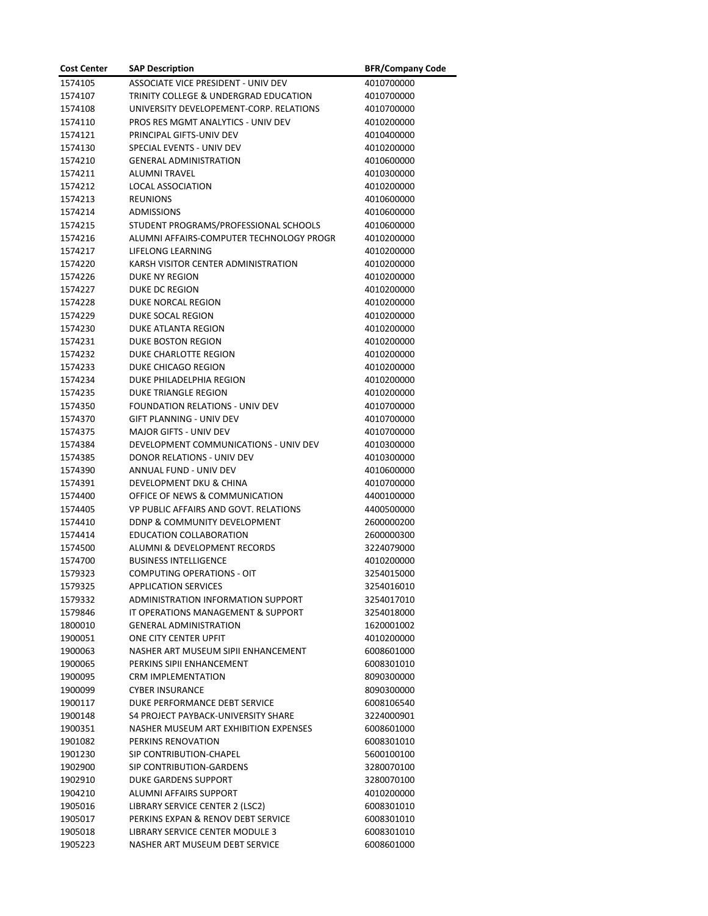| Cost Center | SAP Description | BFR/Company Code |
|---|---|---|
| 1574105 | ASSOCIATE VICE PRESIDENT - UNIV DEV | 4010700000 |
| 1574107 | TRINITY COLLEGE & UNDERGRAD EDUCATION | 4010700000 |
| 1574108 | UNIVERSITY DEVELOPEMENT-CORP. RELATIONS | 4010700000 |
| 1574110 | PROS RES MGMT ANALYTICS - UNIV DEV | 4010200000 |
| 1574121 | PRINCIPAL GIFTS-UNIV DEV | 4010400000 |
| 1574130 | SPECIAL EVENTS - UNIV DEV | 4010200000 |
| 1574210 | GENERAL ADMINISTRATION | 4010600000 |
| 1574211 | ALUMNI TRAVEL | 4010300000 |
| 1574212 | LOCAL ASSOCIATION | 4010200000 |
| 1574213 | REUNIONS | 4010600000 |
| 1574214 | ADMISSIONS | 4010600000 |
| 1574215 | STUDENT PROGRAMS/PROFESSIONAL SCHOOLS | 4010600000 |
| 1574216 | ALUMNI AFFAIRS-COMPUTER TECHNOLOGY PROGR | 4010200000 |
| 1574217 | LIFELONG LEARNING | 4010200000 |
| 1574220 | KARSH VISITOR CENTER ADMINISTRATION | 4010200000 |
| 1574226 | DUKE NY REGION | 4010200000 |
| 1574227 | DUKE DC REGION | 4010200000 |
| 1574228 | DUKE NORCAL REGION | 4010200000 |
| 1574229 | DUKE SOCAL REGION | 4010200000 |
| 1574230 | DUKE ATLANTA REGION | 4010200000 |
| 1574231 | DUKE BOSTON REGION | 4010200000 |
| 1574232 | DUKE CHARLOTTE REGION | 4010200000 |
| 1574233 | DUKE CHICAGO REGION | 4010200000 |
| 1574234 | DUKE PHILADELPHIA REGION | 4010200000 |
| 1574235 | DUKE TRIANGLE REGION | 4010200000 |
| 1574350 | FOUNDATION RELATIONS - UNIV DEV | 4010700000 |
| 1574370 | GIFT PLANNING - UNIV DEV | 4010700000 |
| 1574375 | MAJOR GIFTS - UNIV DEV | 4010700000 |
| 1574384 | DEVELOPMENT COMMUNICATIONS - UNIV DEV | 4010300000 |
| 1574385 | DONOR RELATIONS - UNIV DEV | 4010300000 |
| 1574390 | ANNUAL FUND - UNIV DEV | 4010600000 |
| 1574391 | DEVELOPMENT DKU & CHINA | 4010700000 |
| 1574400 | OFFICE OF NEWS & COMMUNICATION | 4400100000 |
| 1574405 | VP PUBLIC AFFAIRS AND GOVT. RELATIONS | 4400500000 |
| 1574410 | DDNP & COMMUNITY DEVELOPMENT | 2600000200 |
| 1574414 | EDUCATION COLLABORATION | 2600000300 |
| 1574500 | ALUMNI & DEVELOPMENT RECORDS | 3224079000 |
| 1574700 | BUSINESS INTELLIGENCE | 4010200000 |
| 1579323 | COMPUTING OPERATIONS - OIT | 3254015000 |
| 1579325 | APPLICATION SERVICES | 3254016010 |
| 1579332 | ADMINISTRATION INFORMATION SUPPORT | 3254017010 |
| 1579846 | IT OPERATIONS MANAGEMENT & SUPPORT | 3254018000 |
| 1800010 | GENERAL ADMINISTRATION | 1620001002 |
| 1900051 | ONE CITY CENTER UPFIT | 4010200000 |
| 1900063 | NASHER ART MUSEUM SIPII ENHANCEMENT | 6008601000 |
| 1900065 | PERKINS SIPII ENHANCEMENT | 6008301010 |
| 1900095 | CRM IMPLEMENTATION | 8090300000 |
| 1900099 | CYBER INSURANCE | 8090300000 |
| 1900117 | DUKE PERFORMANCE DEBT SERVICE | 6008106540 |
| 1900148 | S4 PROJECT PAYBACK-UNIVERSITY SHARE | 3224000901 |
| 1900351 | NASHER MUSEUM ART EXHIBITION EXPENSES | 6008601000 |
| 1901082 | PERKINS RENOVATION | 6008301010 |
| 1901230 | SIP CONTRIBUTION-CHAPEL | 5600100100 |
| 1902900 | SIP CONTRIBUTION-GARDENS | 3280070100 |
| 1902910 | DUKE GARDENS SUPPORT | 3280070100 |
| 1904210 | ALUMNI AFFAIRS SUPPORT | 4010200000 |
| 1905016 | LIBRARY SERVICE CENTER 2 (LSC2) | 6008301010 |
| 1905017 | PERKINS EXPAN & RENOV DEBT SERVICE | 6008301010 |
| 1905018 | LIBRARY SERVICE CENTER MODULE 3 | 6008301010 |
| 1905223 | NASHER ART MUSEUM DEBT SERVICE | 6008601000 |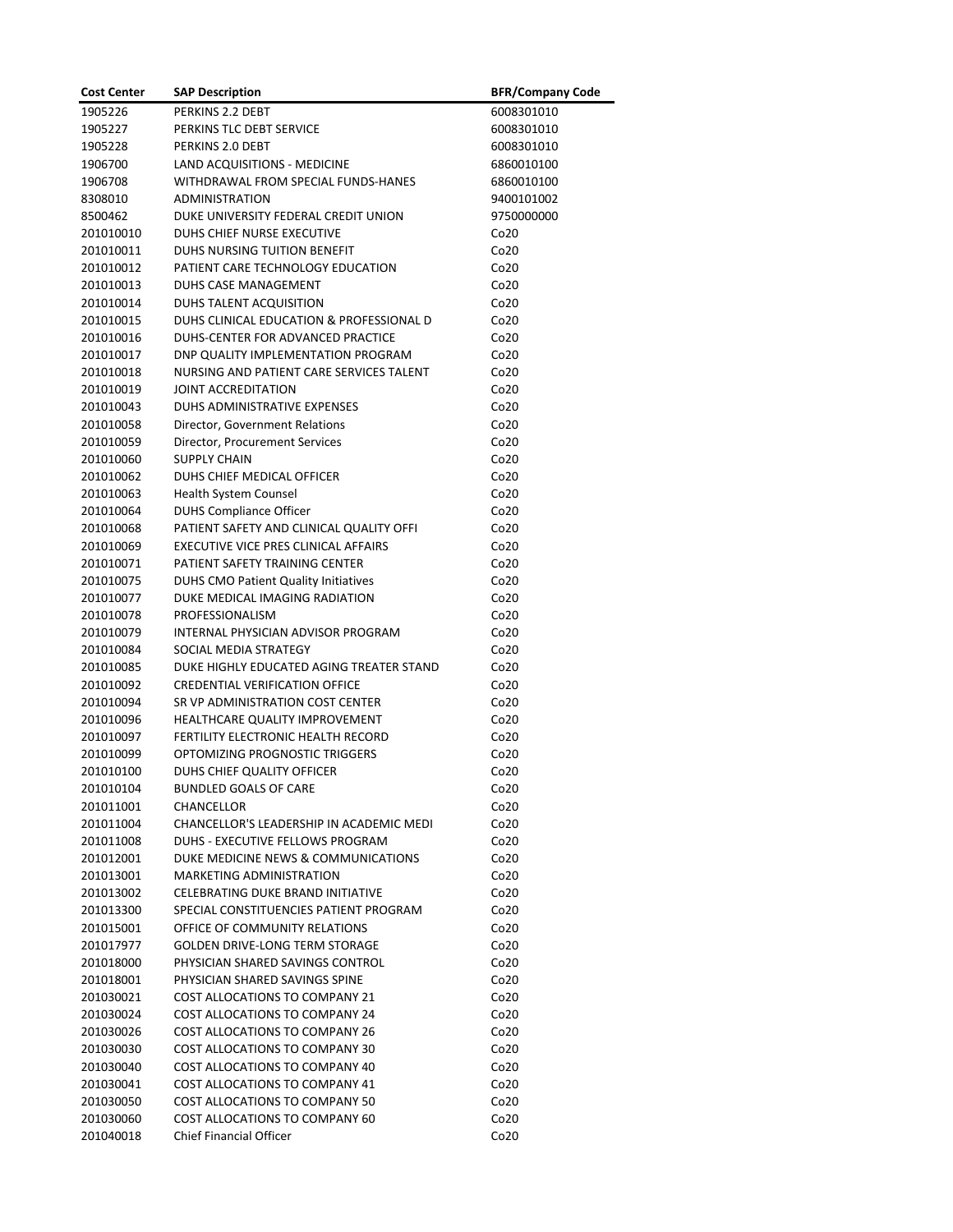| Cost Center | SAP Description | BFR/Company Code |
|---|---|---|
| 1905226 | PERKINS 2.2 DEBT | 6008301010 |
| 1905227 | PERKINS TLC DEBT SERVICE | 6008301010 |
| 1905228 | PERKINS 2.0 DEBT | 6008301010 |
| 1906700 | LAND ACQUISITIONS - MEDICINE | 6860010100 |
| 1906708 | WITHDRAWAL FROM SPECIAL FUNDS-HANES | 6860010100 |
| 8308010 | ADMINISTRATION | 9400101002 |
| 8500462 | DUKE UNIVERSITY FEDERAL CREDIT UNION | 9750000000 |
| 201010010 | DUHS CHIEF NURSE EXECUTIVE | Co20 |
| 201010011 | DUHS NURSING TUITION BENEFIT | Co20 |
| 201010012 | PATIENT CARE TECHNOLOGY EDUCATION | Co20 |
| 201010013 | DUHS CASE MANAGEMENT | Co20 |
| 201010014 | DUHS TALENT ACQUISITION | Co20 |
| 201010015 | DUHS CLINICAL EDUCATION & PROFESSIONAL D | Co20 |
| 201010016 | DUHS-CENTER FOR ADVANCED PRACTICE | Co20 |
| 201010017 | DNP QUALITY IMPLEMENTATION PROGRAM | Co20 |
| 201010018 | NURSING AND PATIENT CARE SERVICES TALENT | Co20 |
| 201010019 | JOINT ACCREDITATION | Co20 |
| 201010043 | DUHS ADMINISTRATIVE EXPENSES | Co20 |
| 201010058 | Director, Government Relations | Co20 |
| 201010059 | Director, Procurement Services | Co20 |
| 201010060 | SUPPLY CHAIN | Co20 |
| 201010062 | DUHS CHIEF MEDICAL OFFICER | Co20 |
| 201010063 | Health System Counsel | Co20 |
| 201010064 | DUHS Compliance Officer | Co20 |
| 201010068 | PATIENT SAFETY AND CLINICAL QUALITY OFFI | Co20 |
| 201010069 | EXECUTIVE VICE PRES CLINICAL AFFAIRS | Co20 |
| 201010071 | PATIENT SAFETY TRAINING CENTER | Co20 |
| 201010075 | DUHS CMO Patient Quality Initiatives | Co20 |
| 201010077 | DUKE MEDICAL IMAGING RADIATION | Co20 |
| 201010078 | PROFESSIONALISM | Co20 |
| 201010079 | INTERNAL PHYSICIAN ADVISOR PROGRAM | Co20 |
| 201010084 | SOCIAL MEDIA STRATEGY | Co20 |
| 201010085 | DUKE HIGHLY EDUCATED AGING TREATER STAND | Co20 |
| 201010092 | CREDENTIAL VERIFICATION OFFICE | Co20 |
| 201010094 | SR VP ADMINISTRATION COST CENTER | Co20 |
| 201010096 | HEALTHCARE QUALITY IMPROVEMENT | Co20 |
| 201010097 | FERTILITY ELECTRONIC HEALTH RECORD | Co20 |
| 201010099 | OPTOMIZING PROGNOSTIC TRIGGERS | Co20 |
| 201010100 | DUHS CHIEF QUALITY OFFICER | Co20 |
| 201010104 | BUNDLED GOALS OF CARE | Co20 |
| 201011001 | CHANCELLOR | Co20 |
| 201011004 | CHANCELLOR'S LEADERSHIP IN ACADEMIC MEDI | Co20 |
| 201011008 | DUHS - EXECUTIVE FELLOWS PROGRAM | Co20 |
| 201012001 | DUKE MEDICINE NEWS & COMMUNICATIONS | Co20 |
| 201013001 | MARKETING ADMINISTRATION | Co20 |
| 201013002 | CELEBRATING DUKE BRAND INITIATIVE | Co20 |
| 201013300 | SPECIAL CONSTITUENCIES PATIENT PROGRAM | Co20 |
| 201015001 | OFFICE OF COMMUNITY RELATIONS | Co20 |
| 201017977 | GOLDEN DRIVE-LONG TERM STORAGE | Co20 |
| 201018000 | PHYSICIAN SHARED SAVINGS CONTROL | Co20 |
| 201018001 | PHYSICIAN SHARED SAVINGS SPINE | Co20 |
| 201030021 | COST ALLOCATIONS TO COMPANY 21 | Co20 |
| 201030024 | COST ALLOCATIONS TO COMPANY 24 | Co20 |
| 201030026 | COST ALLOCATIONS TO COMPANY 26 | Co20 |
| 201030030 | COST ALLOCATIONS TO COMPANY 30 | Co20 |
| 201030040 | COST ALLOCATIONS TO COMPANY 40 | Co20 |
| 201030041 | COST ALLOCATIONS TO COMPANY 41 | Co20 |
| 201030050 | COST ALLOCATIONS TO COMPANY 50 | Co20 |
| 201030060 | COST ALLOCATIONS TO COMPANY 60 | Co20 |
| 201040018 | Chief Financial Officer | Co20 |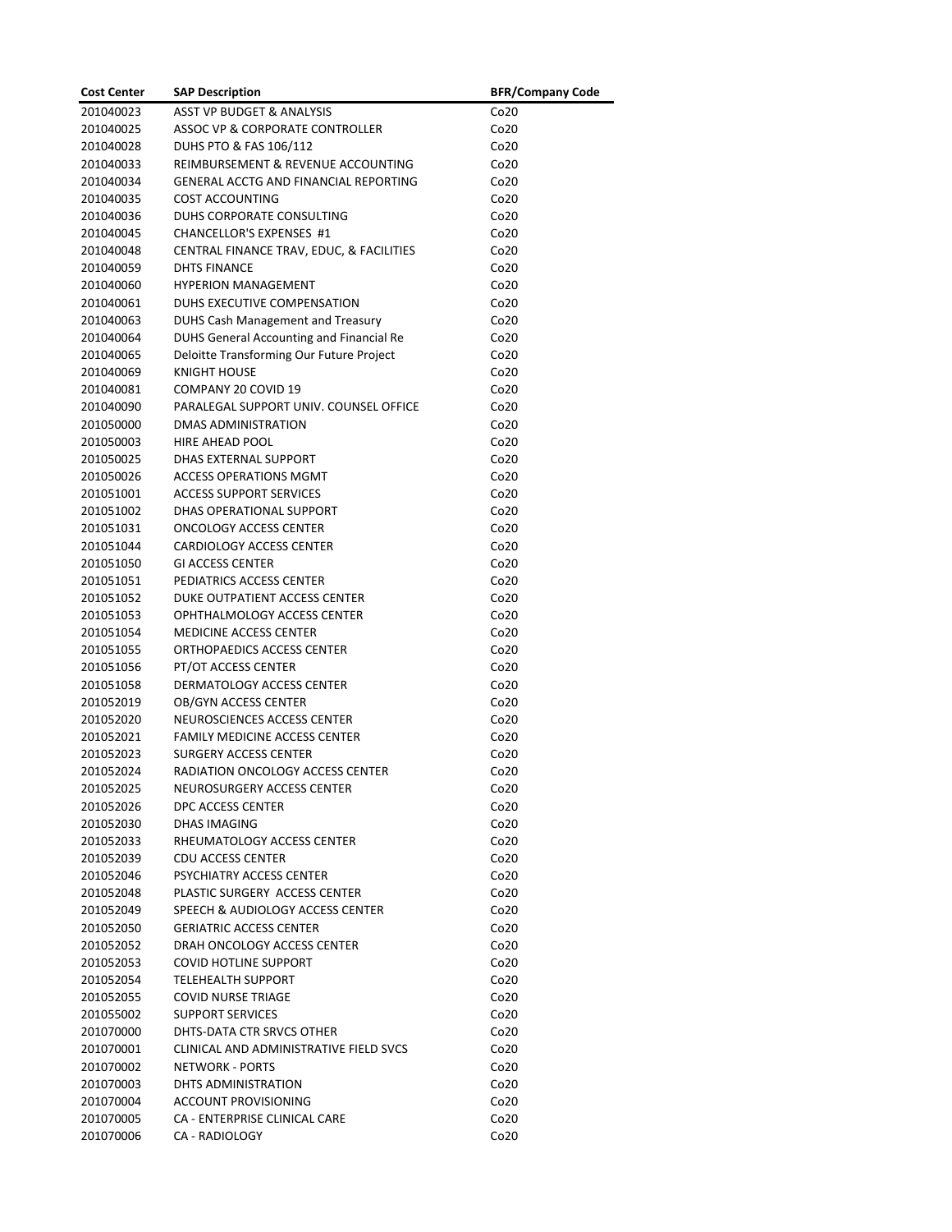| Cost Center | SAP Description | BFR/Company Code |
|---|---|---|
| 201040023 | ASST VP BUDGET & ANALYSIS | Co20 |
| 201040025 | ASSOC VP & CORPORATE CONTROLLER | Co20 |
| 201040028 | DUHS PTO & FAS 106/112 | Co20 |
| 201040033 | REIMBURSEMENT & REVENUE ACCOUNTING | Co20 |
| 201040034 | GENERAL ACCTG AND FINANCIAL REPORTING | Co20 |
| 201040035 | COST ACCOUNTING | Co20 |
| 201040036 | DUHS CORPORATE CONSULTING | Co20 |
| 201040045 | CHANCELLOR'S EXPENSES #1 | Co20 |
| 201040048 | CENTRAL FINANCE TRAV, EDUC, & FACILITIES | Co20 |
| 201040059 | DHTS FINANCE | Co20 |
| 201040060 | HYPERION MANAGEMENT | Co20 |
| 201040061 | DUHS EXECUTIVE COMPENSATION | Co20 |
| 201040063 | DUHS Cash Management and Treasury | Co20 |
| 201040064 | DUHS General Accounting and Financial Re | Co20 |
| 201040065 | Deloitte Transforming Our Future Project | Co20 |
| 201040069 | KNIGHT HOUSE | Co20 |
| 201040081 | COMPANY 20 COVID 19 | Co20 |
| 201040090 | PARALEGAL SUPPORT UNIV. COUNSEL OFFICE | Co20 |
| 201050000 | DMAS ADMINISTRATION | Co20 |
| 201050003 | HIRE AHEAD POOL | Co20 |
| 201050025 | DHAS EXTERNAL SUPPORT | Co20 |
| 201050026 | ACCESS OPERATIONS MGMT | Co20 |
| 201051001 | ACCESS SUPPORT SERVICES | Co20 |
| 201051002 | DHAS OPERATIONAL SUPPORT | Co20 |
| 201051031 | ONCOLOGY ACCESS CENTER | Co20 |
| 201051044 | CARDIOLOGY ACCESS CENTER | Co20 |
| 201051050 | GI ACCESS CENTER | Co20 |
| 201051051 | PEDIATRICS ACCESS CENTER | Co20 |
| 201051052 | DUKE OUTPATIENT ACCESS CENTER | Co20 |
| 201051053 | OPHTHALMOLOGY ACCESS CENTER | Co20 |
| 201051054 | MEDICINE ACCESS CENTER | Co20 |
| 201051055 | ORTHOPAEDICS ACCESS CENTER | Co20 |
| 201051056 | PT/OT ACCESS CENTER | Co20 |
| 201051058 | DERMATOLOGY ACCESS CENTER | Co20 |
| 201052019 | OB/GYN ACCESS CENTER | Co20 |
| 201052020 | NEUROSCIENCES ACCESS CENTER | Co20 |
| 201052021 | FAMILY MEDICINE ACCESS CENTER | Co20 |
| 201052023 | SURGERY ACCESS CENTER | Co20 |
| 201052024 | RADIATION ONCOLOGY ACCESS CENTER | Co20 |
| 201052025 | NEUROSURGERY ACCESS CENTER | Co20 |
| 201052026 | DPC ACCESS CENTER | Co20 |
| 201052030 | DHAS IMAGING | Co20 |
| 201052033 | RHEUMATOLOGY ACCESS CENTER | Co20 |
| 201052039 | CDU ACCESS CENTER | Co20 |
| 201052046 | PSYCHIATRY ACCESS CENTER | Co20 |
| 201052048 | PLASTIC SURGERY ACCESS CENTER | Co20 |
| 201052049 | SPEECH & AUDIOLOGY ACCESS CENTER | Co20 |
| 201052050 | GERIATRIC ACCESS CENTER | Co20 |
| 201052052 | DRAH ONCOLOGY ACCESS CENTER | Co20 |
| 201052053 | COVID HOTLINE SUPPORT | Co20 |
| 201052054 | TELEHEALTH SUPPORT | Co20 |
| 201052055 | COVID NURSE TRIAGE | Co20 |
| 201055002 | SUPPORT SERVICES | Co20 |
| 201070000 | DHTS-DATA CTR SRVCS OTHER | Co20 |
| 201070001 | CLINICAL AND ADMINISTRATIVE FIELD SVCS | Co20 |
| 201070002 | NETWORK - PORTS | Co20 |
| 201070003 | DHTS ADMINISTRATION | Co20 |
| 201070004 | ACCOUNT PROVISIONING | Co20 |
| 201070005 | CA - ENTERPRISE CLINICAL CARE | Co20 |
| 201070006 | CA - RADIOLOGY | Co20 |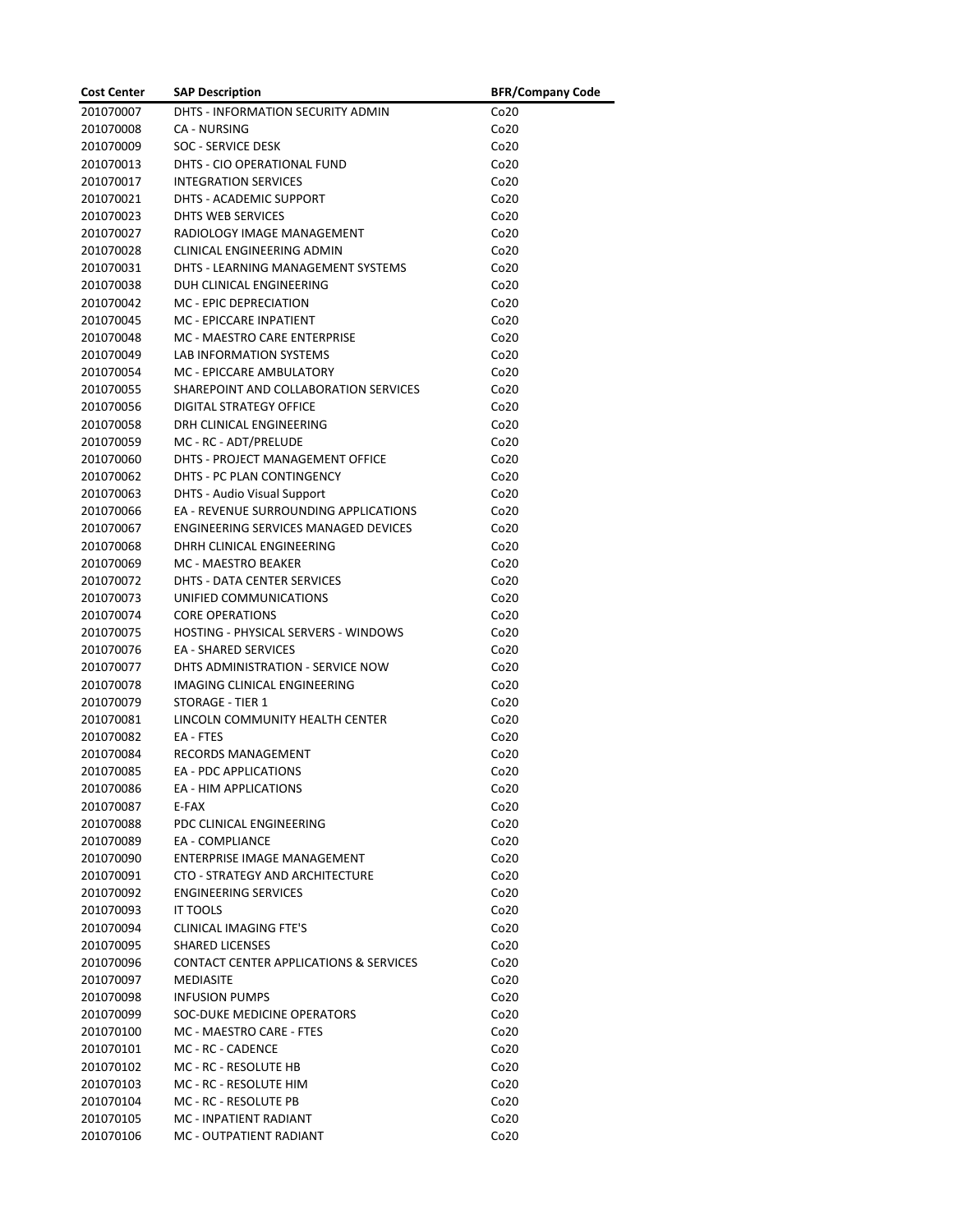| Cost Center | SAP Description | BFR/Company Code |
|---|---|---|
| 201070007 | DHTS - INFORMATION SECURITY ADMIN | Co20 |
| 201070008 | CA - NURSING | Co20 |
| 201070009 | SOC - SERVICE DESK | Co20 |
| 201070013 | DHTS - CIO OPERATIONAL FUND | Co20 |
| 201070017 | INTEGRATION SERVICES | Co20 |
| 201070021 | DHTS - ACADEMIC SUPPORT | Co20 |
| 201070023 | DHTS WEB SERVICES | Co20 |
| 201070027 | RADIOLOGY IMAGE MANAGEMENT | Co20 |
| 201070028 | CLINICAL ENGINEERING ADMIN | Co20 |
| 201070031 | DHTS - LEARNING MANAGEMENT SYSTEMS | Co20 |
| 201070038 | DUH CLINICAL ENGINEERING | Co20 |
| 201070042 | MC - EPIC DEPRECIATION | Co20 |
| 201070045 | MC - EPICCARE INPATIENT | Co20 |
| 201070048 | MC - MAESTRO CARE ENTERPRISE | Co20 |
| 201070049 | LAB INFORMATION SYSTEMS | Co20 |
| 201070054 | MC - EPICCARE AMBULATORY | Co20 |
| 201070055 | SHAREPOINT AND COLLABORATION SERVICES | Co20 |
| 201070056 | DIGITAL STRATEGY OFFICE | Co20 |
| 201070058 | DRH CLINICAL ENGINEERING | Co20 |
| 201070059 | MC - RC - ADT/PRELUDE | Co20 |
| 201070060 | DHTS - PROJECT MANAGEMENT OFFICE | Co20 |
| 201070062 | DHTS - PC PLAN CONTINGENCY | Co20 |
| 201070063 | DHTS - Audio Visual Support | Co20 |
| 201070066 | EA - REVENUE SURROUNDING APPLICATIONS | Co20 |
| 201070067 | ENGINEERING SERVICES MANAGED DEVICES | Co20 |
| 201070068 | DHRH CLINICAL ENGINEERING | Co20 |
| 201070069 | MC - MAESTRO BEAKER | Co20 |
| 201070072 | DHTS - DATA CENTER SERVICES | Co20 |
| 201070073 | UNIFIED COMMUNICATIONS | Co20 |
| 201070074 | CORE OPERATIONS | Co20 |
| 201070075 | HOSTING - PHYSICAL SERVERS - WINDOWS | Co20 |
| 201070076 | EA - SHARED SERVICES | Co20 |
| 201070077 | DHTS ADMINISTRATION - SERVICE NOW | Co20 |
| 201070078 | IMAGING CLINICAL ENGINEERING | Co20 |
| 201070079 | STORAGE - TIER 1 | Co20 |
| 201070081 | LINCOLN COMMUNITY HEALTH CENTER | Co20 |
| 201070082 | EA - FTES | Co20 |
| 201070084 | RECORDS MANAGEMENT | Co20 |
| 201070085 | EA - PDC APPLICATIONS | Co20 |
| 201070086 | EA - HIM APPLICATIONS | Co20 |
| 201070087 | E-FAX | Co20 |
| 201070088 | PDC CLINICAL ENGINEERING | Co20 |
| 201070089 | EA - COMPLIANCE | Co20 |
| 201070090 | ENTERPRISE IMAGE MANAGEMENT | Co20 |
| 201070091 | CTO - STRATEGY AND ARCHITECTURE | Co20 |
| 201070092 | ENGINEERING SERVICES | Co20 |
| 201070093 | IT TOOLS | Co20 |
| 201070094 | CLINICAL IMAGING FTE'S | Co20 |
| 201070095 | SHARED LICENSES | Co20 |
| 201070096 | CONTACT CENTER APPLICATIONS & SERVICES | Co20 |
| 201070097 | MEDIASITE | Co20 |
| 201070098 | INFUSION PUMPS | Co20 |
| 201070099 | SOC-DUKE MEDICINE OPERATORS | Co20 |
| 201070100 | MC - MAESTRO CARE - FTES | Co20 |
| 201070101 | MC - RC - CADENCE | Co20 |
| 201070102 | MC - RC - RESOLUTE HB | Co20 |
| 201070103 | MC - RC - RESOLUTE HIM | Co20 |
| 201070104 | MC - RC - RESOLUTE PB | Co20 |
| 201070105 | MC - INPATIENT RADIANT | Co20 |
| 201070106 | MC - OUTPATIENT RADIANT | Co20 |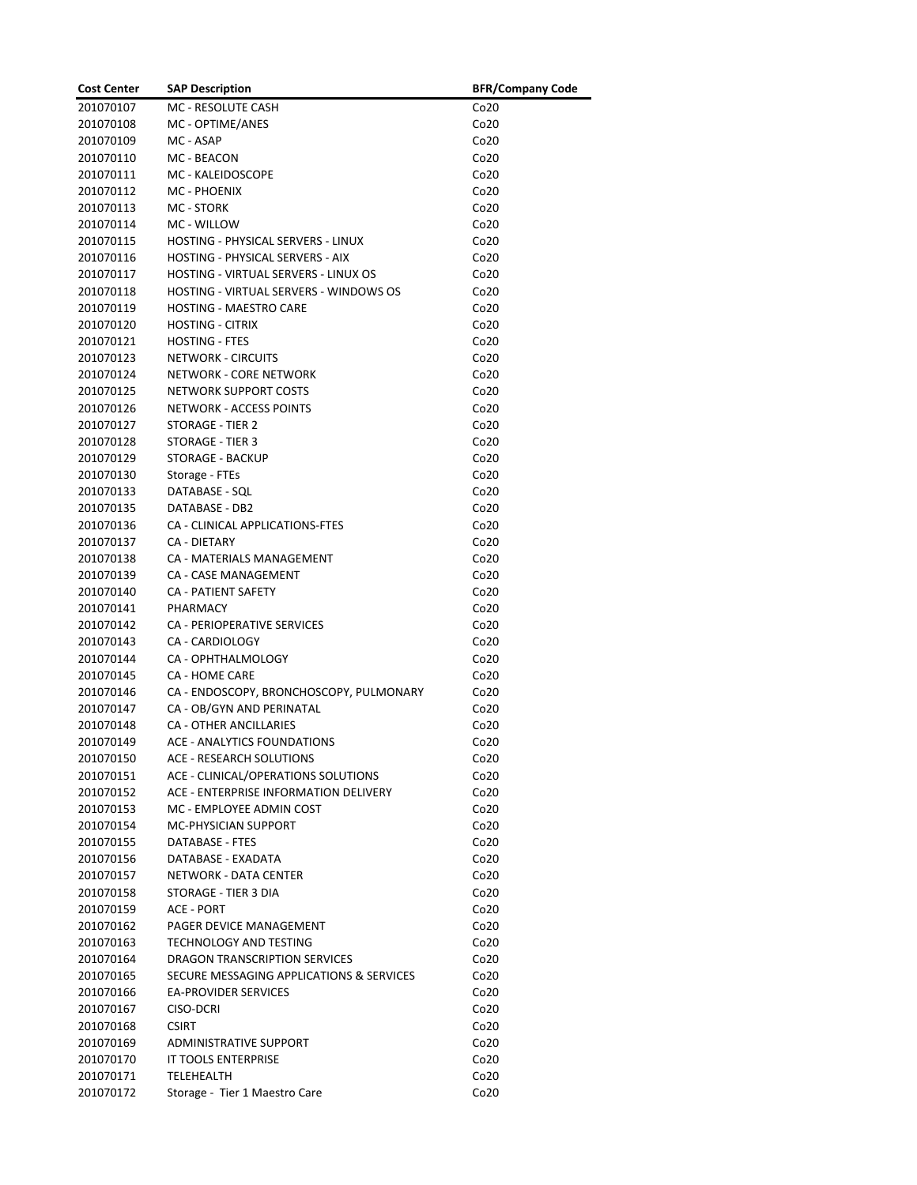| Cost Center | SAP Description | BFR/Company Code |
|---|---|---|
| 201070107 | MC - RESOLUTE CASH | Co20 |
| 201070108 | MC - OPTIME/ANES | Co20 |
| 201070109 | MC - ASAP | Co20 |
| 201070110 | MC - BEACON | Co20 |
| 201070111 | MC - KALEIDOSCOPE | Co20 |
| 201070112 | MC - PHOENIX | Co20 |
| 201070113 | MC - STORK | Co20 |
| 201070114 | MC - WILLOW | Co20 |
| 201070115 | HOSTING - PHYSICAL SERVERS - LINUX | Co20 |
| 201070116 | HOSTING - PHYSICAL SERVERS - AIX | Co20 |
| 201070117 | HOSTING - VIRTUAL SERVERS - LINUX OS | Co20 |
| 201070118 | HOSTING - VIRTUAL SERVERS - WINDOWS OS | Co20 |
| 201070119 | HOSTING - MAESTRO CARE | Co20 |
| 201070120 | HOSTING - CITRIX | Co20 |
| 201070121 | HOSTING - FTES | Co20 |
| 201070123 | NETWORK - CIRCUITS | Co20 |
| 201070124 | NETWORK - CORE NETWORK | Co20 |
| 201070125 | NETWORK SUPPORT COSTS | Co20 |
| 201070126 | NETWORK - ACCESS POINTS | Co20 |
| 201070127 | STORAGE - TIER 2 | Co20 |
| 201070128 | STORAGE - TIER 3 | Co20 |
| 201070129 | STORAGE - BACKUP | Co20 |
| 201070130 | Storage - FTEs | Co20 |
| 201070133 | DATABASE - SQL | Co20 |
| 201070135 | DATABASE - DB2 | Co20 |
| 201070136 | CA - CLINICAL APPLICATIONS-FTES | Co20 |
| 201070137 | CA - DIETARY | Co20 |
| 201070138 | CA - MATERIALS MANAGEMENT | Co20 |
| 201070139 | CA - CASE MANAGEMENT | Co20 |
| 201070140 | CA - PATIENT SAFETY | Co20 |
| 201070141 | PHARMACY | Co20 |
| 201070142 | CA - PERIOPERATIVE SERVICES | Co20 |
| 201070143 | CA - CARDIOLOGY | Co20 |
| 201070144 | CA - OPHTHALMOLOGY | Co20 |
| 201070145 | CA - HOME CARE | Co20 |
| 201070146 | CA - ENDOSCOPY, BRONCHOSCOPY, PULMONARY | Co20 |
| 201070147 | CA - OB/GYN AND PERINATAL | Co20 |
| 201070148 | CA - OTHER ANCILLARIES | Co20 |
| 201070149 | ACE - ANALYTICS FOUNDATIONS | Co20 |
| 201070150 | ACE - RESEARCH SOLUTIONS | Co20 |
| 201070151 | ACE - CLINICAL/OPERATIONS SOLUTIONS | Co20 |
| 201070152 | ACE - ENTERPRISE INFORMATION DELIVERY | Co20 |
| 201070153 | MC - EMPLOYEE ADMIN COST | Co20 |
| 201070154 | MC-PHYSICIAN SUPPORT | Co20 |
| 201070155 | DATABASE - FTES | Co20 |
| 201070156 | DATABASE - EXADATA | Co20 |
| 201070157 | NETWORK - DATA CENTER | Co20 |
| 201070158 | STORAGE - TIER 3 DIA | Co20 |
| 201070159 | ACE - PORT | Co20 |
| 201070162 | PAGER DEVICE MANAGEMENT | Co20 |
| 201070163 | TECHNOLOGY AND TESTING | Co20 |
| 201070164 | DRAGON TRANSCRIPTION SERVICES | Co20 |
| 201070165 | SECURE MESSAGING APPLICATIONS & SERVICES | Co20 |
| 201070166 | EA-PROVIDER SERVICES | Co20 |
| 201070167 | CISO-DCRI | Co20 |
| 201070168 | CSIRT | Co20 |
| 201070169 | ADMINISTRATIVE SUPPORT | Co20 |
| 201070170 | IT TOOLS ENTERPRISE | Co20 |
| 201070171 | TELEHEALTH | Co20 |
| 201070172 | Storage - Tier 1 Maestro Care | Co20 |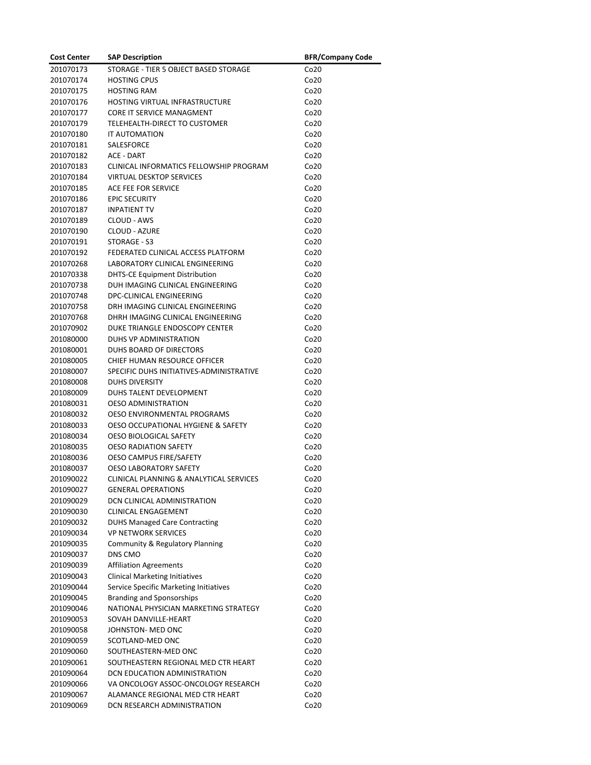| Cost Center | SAP Description | BFR/Company Code |
|---|---|---|
| 201070173 | STORAGE - TIER 5 OBJECT BASED STORAGE | Co20 |
| 201070174 | HOSTING CPUS | Co20 |
| 201070175 | HOSTING RAM | Co20 |
| 201070176 | HOSTING VIRTUAL INFRASTRUCTURE | Co20 |
| 201070177 | CORE IT SERVICE MANAGMENT | Co20 |
| 201070179 | TELEHEALTH-DIRECT TO CUSTOMER | Co20 |
| 201070180 | IT AUTOMATION | Co20 |
| 201070181 | SALESFORCE | Co20 |
| 201070182 | ACE - DART | Co20 |
| 201070183 | CLINICAL INFORMATICS FELLOWSHIP PROGRAM | Co20 |
| 201070184 | VIRTUAL DESKTOP SERVICES | Co20 |
| 201070185 | ACE FEE FOR SERVICE | Co20 |
| 201070186 | EPIC SECURITY | Co20 |
| 201070187 | INPATIENT TV | Co20 |
| 201070189 | CLOUD - AWS | Co20 |
| 201070190 | CLOUD - AZURE | Co20 |
| 201070191 | STORAGE - S3 | Co20 |
| 201070192 | FEDERATED CLINICAL ACCESS PLATFORM | Co20 |
| 201070268 | LABORATORY CLINICAL ENGINEERING | Co20 |
| 201070338 | DHTS-CE Equipment Distribution | Co20 |
| 201070738 | DUH IMAGING CLINICAL ENGINEERING | Co20 |
| 201070748 | DPC-CLINICAL ENGINEERING | Co20 |
| 201070758 | DRH IMAGING CLINICAL ENGINEERING | Co20 |
| 201070768 | DHRH IMAGING CLINICAL ENGINEERING | Co20 |
| 201070902 | DUKE TRIANGLE ENDOSCOPY CENTER | Co20 |
| 201080000 | DUHS VP ADMINISTRATION | Co20 |
| 201080001 | DUHS BOARD OF DIRECTORS | Co20 |
| 201080005 | CHIEF HUMAN RESOURCE OFFICER | Co20 |
| 201080007 | SPECIFIC DUHS INITIATIVES-ADMINISTRATIVE | Co20 |
| 201080008 | DUHS DIVERSITY | Co20 |
| 201080009 | DUHS TALENT DEVELOPMENT | Co20 |
| 201080031 | OESO ADMINISTRATION | Co20 |
| 201080032 | OESO ENVIRONMENTAL PROGRAMS | Co20 |
| 201080033 | OESO OCCUPATIONAL HYGIENE & SAFETY | Co20 |
| 201080034 | OESO BIOLOGICAL SAFETY | Co20 |
| 201080035 | OESO RADIATION SAFETY | Co20 |
| 201080036 | OESO CAMPUS FIRE/SAFETY | Co20 |
| 201080037 | OESO LABORATORY SAFETY | Co20 |
| 201090022 | CLINICAL PLANNING & ANALYTICAL SERVICES | Co20 |
| 201090027 | GENERAL OPERATIONS | Co20 |
| 201090029 | DCN CLINICAL ADMINISTRATION | Co20 |
| 201090030 | CLINICAL ENGAGEMENT | Co20 |
| 201090032 | DUHS Managed Care Contracting | Co20 |
| 201090034 | VP NETWORK SERVICES | Co20 |
| 201090035 | Community & Regulatory Planning | Co20 |
| 201090037 | DNS CMO | Co20 |
| 201090039 | Affiliation Agreements | Co20 |
| 201090043 | Clinical Marketing Initiatives | Co20 |
| 201090044 | Service Specific Marketing Initiatives | Co20 |
| 201090045 | Branding and Sponsorships | Co20 |
| 201090046 | NATIONAL PHYSICIAN MARKETING STRATEGY | Co20 |
| 201090053 | SOVAH DANVILLE-HEART | Co20 |
| 201090058 | JOHNSTON- MED ONC | Co20 |
| 201090059 | SCOTLAND-MED ONC | Co20 |
| 201090060 | SOUTHEASTERN-MED ONC | Co20 |
| 201090061 | SOUTHEASTERN REGIONAL MED CTR HEART | Co20 |
| 201090064 | DCN EDUCATION ADMINISTRATION | Co20 |
| 201090066 | VA ONCOLOGY ASSOC-ONCOLOGY RESEARCH | Co20 |
| 201090067 | ALAMANCE REGIONAL MED CTR HEART | Co20 |
| 201090069 | DCN RESEARCH ADMINISTRATION | Co20 |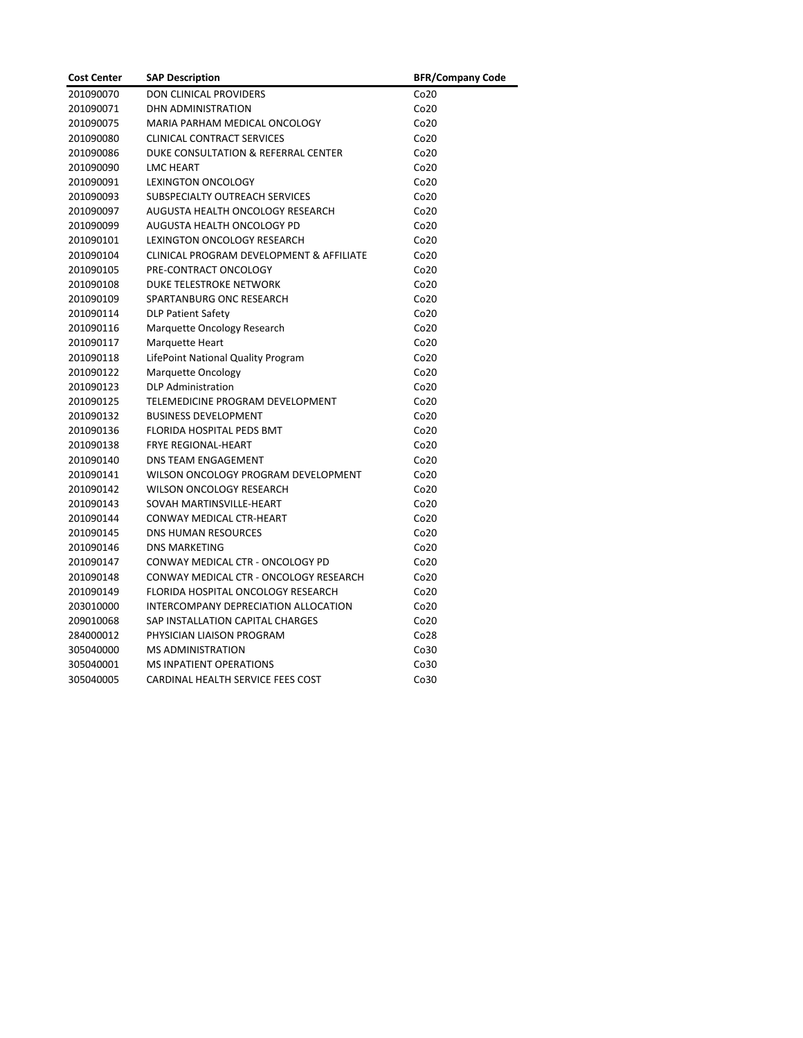| Cost Center | SAP Description | BFR/Company Code |
|---|---|---|
| 201090070 | DON CLINICAL PROVIDERS | Co20 |
| 201090071 | DHN ADMINISTRATION | Co20 |
| 201090075 | MARIA PARHAM MEDICAL ONCOLOGY | Co20 |
| 201090080 | CLINICAL CONTRACT SERVICES | Co20 |
| 201090086 | DUKE CONSULTATION & REFERRAL CENTER | Co20 |
| 201090090 | LMC HEART | Co20 |
| 201090091 | LEXINGTON ONCOLOGY | Co20 |
| 201090093 | SUBSPECIALTY OUTREACH SERVICES | Co20 |
| 201090097 | AUGUSTA HEALTH ONCOLOGY RESEARCH | Co20 |
| 201090099 | AUGUSTA HEALTH ONCOLOGY PD | Co20 |
| 201090101 | LEXINGTON ONCOLOGY RESEARCH | Co20 |
| 201090104 | CLINICAL PROGRAM DEVELOPMENT & AFFILIATE | Co20 |
| 201090105 | PRE-CONTRACT ONCOLOGY | Co20 |
| 201090108 | DUKE TELESTROKE NETWORK | Co20 |
| 201090109 | SPARTANBURG ONC RESEARCH | Co20 |
| 201090114 | DLP Patient Safety | Co20 |
| 201090116 | Marquette Oncology Research | Co20 |
| 201090117 | Marquette Heart | Co20 |
| 201090118 | LifePoint National Quality Program | Co20 |
| 201090122 | Marquette Oncology | Co20 |
| 201090123 | DLP Administration | Co20 |
| 201090125 | TELEMEDICINE PROGRAM DEVELOPMENT | Co20 |
| 201090132 | BUSINESS DEVELOPMENT | Co20 |
| 201090136 | FLORIDA HOSPITAL PEDS BMT | Co20 |
| 201090138 | FRYE REGIONAL-HEART | Co20 |
| 201090140 | DNS TEAM ENGAGEMENT | Co20 |
| 201090141 | WILSON ONCOLOGY PROGRAM DEVELOPMENT | Co20 |
| 201090142 | WILSON ONCOLOGY RESEARCH | Co20 |
| 201090143 | SOVAH MARTINSVILLE-HEART | Co20 |
| 201090144 | CONWAY MEDICAL CTR-HEART | Co20 |
| 201090145 | DNS HUMAN RESOURCES | Co20 |
| 201090146 | DNS MARKETING | Co20 |
| 201090147 | CONWAY MEDICAL CTR - ONCOLOGY PD | Co20 |
| 201090148 | CONWAY MEDICAL CTR - ONCOLOGY RESEARCH | Co20 |
| 201090149 | FLORIDA HOSPITAL ONCOLOGY RESEARCH | Co20 |
| 203010000 | INTERCOMPANY DEPRECIATION ALLOCATION | Co20 |
| 209010068 | SAP INSTALLATION CAPITAL CHARGES | Co20 |
| 284000012 | PHYSICIAN LIAISON PROGRAM | Co28 |
| 305040000 | MS ADMINISTRATION | Co30 |
| 305040001 | MS INPATIENT OPERATIONS | Co30 |
| 305040005 | CARDINAL HEALTH SERVICE FEES COST | Co30 |